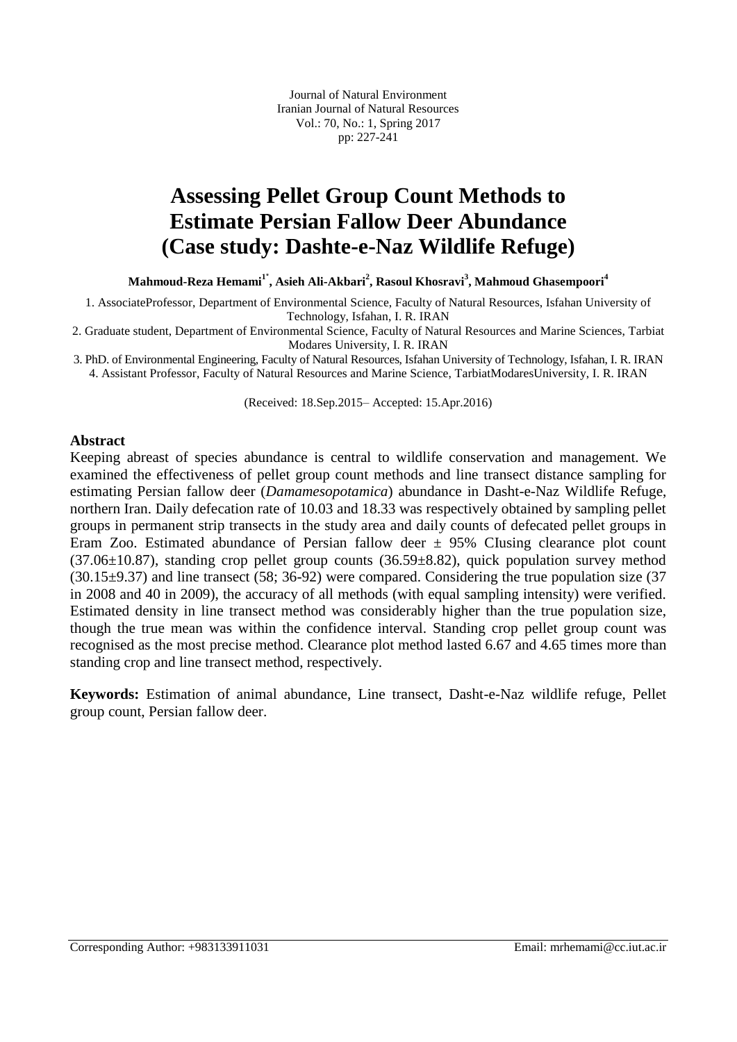Journal of Natural Environment
Iranian Journal of Natural Resources
Vol.: 70, No.: 1, Spring 2017
pp: 227-241

# Assessing Pellet Group Count Methods to Estimate Persian Fallow Deer Abundance (Case study: Dashte-e-Naz Wildlife Refuge)

**Mahmoud-Reza Hemami[1*], Asieh Ali-Akbari[2], Rasoul Khosravi[3], Mahmoud Ghasempoori[4]**

1. AssociateProfessor, Department of Environmental Science, Faculty of Natural Resources, Isfahan University of Technology, Isfahan, I. R. IRAN
2. Graduate student, Department of Environmental Science, Faculty of Natural Resources and Marine Sciences, Tarbiat Modares University, I. R. IRAN
3. PhD. of Environmental Engineering, Faculty of Natural Resources, Isfahan University of Technology, Isfahan, I. R. IRAN
4. Assistant Professor, Faculty of Natural Resources and Marine Science, TarbiatModaresUniversity, I. R. IRAN

(Received: 18.Sep.2015– Accepted: 15.Apr.2016)

**Abstract**

Keeping abreast of species abundance is central to wildlife conservation and management. We examined the effectiveness of pellet group count methods and line transect distance sampling for estimating Persian fallow deer (*Damamesopotamica*) abundance in Dasht-e-Naz Wildlife Refuge, northern Iran. Daily defecation rate of 10.03 and 18.33 was respectively obtained by sampling pellet groups in permanent strip transects in the study area and daily counts of defecated pellet groups in Eram Zoo. Estimated abundance of Persian fallow deer ± 95% CIusing clearance plot count (37.06±10.87), standing crop pellet group counts (36.59±8.82), quick population survey method (30.15±9.37) and line transect (58; 36-92) were compared. Considering the true population size (37 in 2008 and 40 in 2009), the accuracy of all methods (with equal sampling intensity) were verified. Estimated density in line transect method was considerably higher than the true population size, though the true mean was within the confidence interval. Standing crop pellet group count was recognised as the most precise method. Clearance plot method lasted 6.67 and 4.65 times more than standing crop and line transect method, respectively.

**Keywords:** Estimation of animal abundance, Line transect, Dasht-e-Naz wildlife refuge, Pellet group count, Persian fallow deer.

Corresponding Author: +983133911031 Email: mrhemami@cc.iut.ac.ir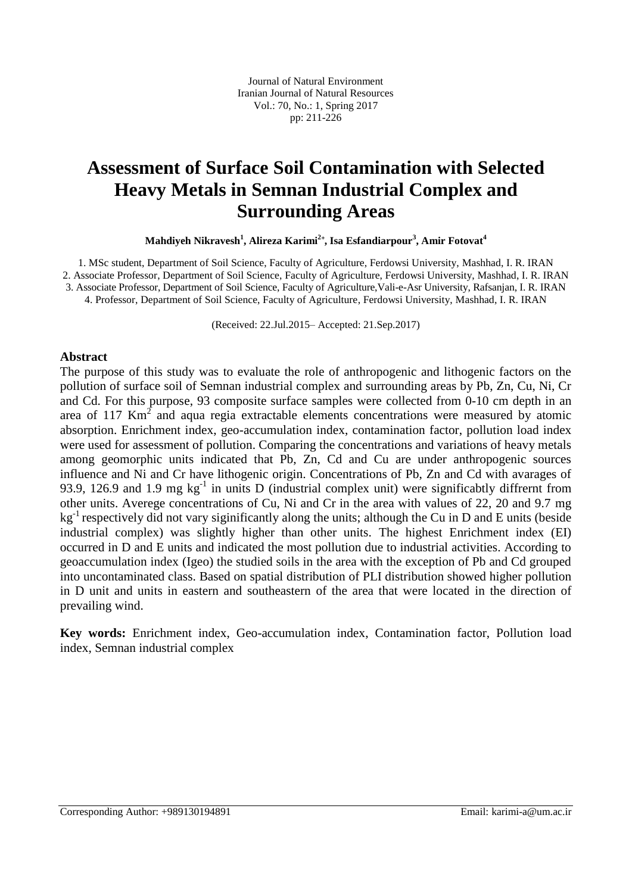# Assessment of Surface Soil Contamination with Selected Heavy Metals in Semnan Industrial Complex and Surrounding Areas

**Mahdiyeh Nikravesh[1], Alireza Karimi[2*], Isa Esfandiarpour[3], Amir Fotovat[4]**

1. MSc student, Department of Soil Science, Faculty of Agriculture, Ferdowsi University, Mashhad, I. R. IRAN
2. Associate Professor, Department of Soil Science, Faculty of Agriculture, Ferdowsi University, Mashhad, I. R. IRAN
3. Associate Professor, Department of Soil Science, Faculty of Agriculture, Vali-e-Asr University, Rafsanjan, I. R. IRAN
4. Professor, Department of Soil Science, Faculty of Agriculture, Ferdowsi University, Mashhad, I. R. IRAN

(Received: 22.Jul.2015– Accepted: 21.Sep.2017)

## Abstract

The purpose of this study was to evaluate the role of anthropogenic and lithogenic factors on the pollution of surface soil of Semnan industrial complex and surrounding areas by Pb, Zn, Cu, Ni, Cr and Cd. For this purpose, 93 composite surface samples were collected from 0-10 cm depth in an area of 117 $Km^2$ and aqua regia extractable elements concentrations were measured by atomic absorption. Enrichment index, geo-accumulation index, contamination factor, pollution load index were used for assessment of pollution. Comparing the concentrations and variations of heavy metals among geomorphic units indicated that Pb, Zn, Cd and Cu are under anthropogenic sources influence and Ni and Cr have lithogenic origin. Concentrations of Pb, Zn and Cd with avarages of 93.9, 126.9 and 1.9 mg $kg^{-1}$ in units D (industrial complex unit) were significabtly diffrernt from other units. Averege concentrations of Cu, Ni and Cr in the area with values of 22, 20 and 9.7 mg $kg^{-1}$ respectively did not vary siginificantly along the units; although the Cu in D and E units (beside industrial complex) was slightly higher than other units. The highest Enrichment index (EI) occurred in D and E units and indicated the most pollution due to industrial activities. According to geoaccumulation index (Igeo) the studied soils in the area with the exception of Pb and Cd grouped into uncontaminated class. Based on spatial distribution of PLI distribution showed higher pollution in D unit and units in eastern and southeastern of the area that were located in the direction of prevailing wind.

**Key words:** Enrichment index, Geo-accumulation index, Contamination factor, Pollution load index, Semnan industrial complex

Corresponding Author: +989130194891 Email: karimi-a@um.ac.ir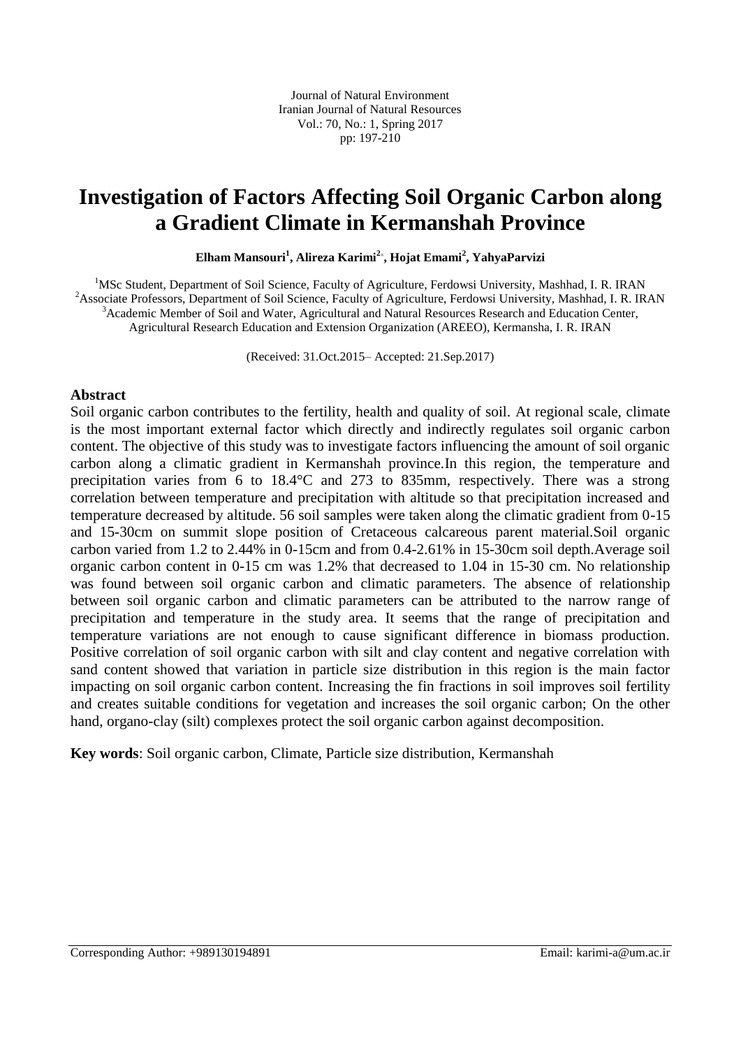# Investigation of Factors Affecting Soil Organic Carbon along a Gradient Climate in Kermanshah Province

**Elham Mansouri[1], Alireza Karimi[2*], Hojat Emami[2], YahyaParvizi**

[1]MSc Student, Department of Soil Science, Faculty of Agriculture, Ferdowsi University, Mashhad, I. R. IRAN
[2]Associate Professors, Department of Soil Science, Faculty of Agriculture, Ferdowsi University, Mashhad, I. R. IRAN
[3]Academic Member of Soil and Water, Agricultural and Natural Resources Research and Education Center, Agricultural Research Education and Extension Organization (AREEO), Kermansha, I. R. IRAN

(Received: 31.Oct.2015– Accepted: 21.Sep.2017)

## Abstract

Soil organic carbon contributes to the fertility, health and quality of soil. At regional scale, climate is the most important external factor which directly and indirectly regulates soil organic carbon content. The objective of this study was to investigate factors influencing the amount of soil organic carbon along a climatic gradient in Kermanshah province.In this region, the temperature and precipitation varies from 6 to 18.4°C and 273 to 835mm, respectively. There was a strong correlation between temperature and precipitation with altitude so that precipitation increased and temperature decreased by altitude. 56 soil samples were taken along the climatic gradient from 0-15 and 15-30cm on summit slope position of Cretaceous calcareous parent material.Soil organic carbon varied from 1.2 to 2.44% in 0-15cm and from 0.4-2.61% in 15-30cm soil depth.Average soil organic carbon content in 0-15 cm was 1.2% that decreased to 1.04 in 15-30 cm. No relationship was found between soil organic carbon and climatic parameters. The absence of relationship between soil organic carbon and climatic parameters can be attributed to the narrow range of precipitation and temperature in the study area. It seems that the range of precipitation and temperature variations are not enough to cause significant difference in biomass production. Positive correlation of soil organic carbon with silt and clay content and negative correlation with sand content showed that variation in particle size distribution in this region is the main factor impacting on soil organic carbon content. Increasing the fin fractions in soil improves soil fertility and creates suitable conditions for vegetation and increases the soil organic carbon; On the other hand, organo-clay (silt) complexes protect the soil organic carbon against decomposition.

**Key words**: Soil organic carbon, Climate, Particle size distribution, Kermanshah

Corresponding Author: +989130194891 Email: karimi-a@um.ac.ir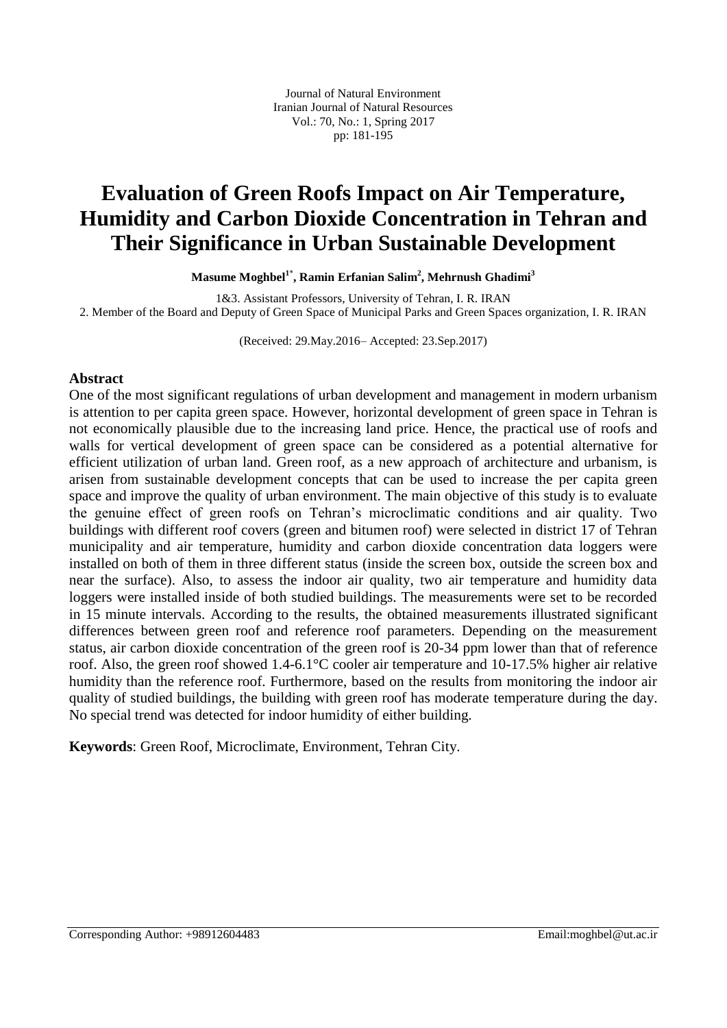Journal of Natural Environment
Iranian Journal of Natural Resources
Vol.: 70, No.: 1, Spring 2017
pp: 181-195

# Evaluation of Green Roofs Impact on Air Temperature, Humidity and Carbon Dioxide Concentration in Tehran and Their Significance in Urban Sustainable Development

**Masume Moghbel[1*], Ramin Erfanian Salim[2], Mehrnush Ghadimi[3]**

1&3. Assistant Professors, University of Tehran, I. R. IRAN
2. Member of the Board and Deputy of Green Space of Municipal Parks and Green Spaces organization, I. R. IRAN

(Received: 29.May.2016– Accepted: 23.Sep.2017)

## Abstract

One of the most significant regulations of urban development and management in modern urbanism is attention to per capita green space. However, horizontal development of green space in Tehran is not economically plausible due to the increasing land price. Hence, the practical use of roofs and walls for vertical development of green space can be considered as a potential alternative for efficient utilization of urban land. Green roof, as a new approach of architecture and urbanism, is arisen from sustainable development concepts that can be used to increase the per capita green space and improve the quality of urban environment. The main objective of this study is to evaluate the genuine effect of green roofs on Tehran's microclimatic conditions and air quality. Two buildings with different roof covers (green and bitumen roof) were selected in district 17 of Tehran municipality and air temperature, humidity and carbon dioxide concentration data loggers were installed on both of them in three different status (inside the screen box, outside the screen box and near the surface). Also, to assess the indoor air quality, two air temperature and humidity data loggers were installed inside of both studied buildings. The measurements were set to be recorded in 15 minute intervals. According to the results, the obtained measurements illustrated significant differences between green roof and reference roof parameters. Depending on the measurement status, air carbon dioxide concentration of the green roof is 20-34 ppm lower than that of reference roof. Also, the green roof showed 1.4-6.1°C cooler air temperature and 10-17.5% higher air relative humidity than the reference roof. Furthermore, based on the results from monitoring the indoor air quality of studied buildings, the building with green roof has moderate temperature during the day. No special trend was detected for indoor humidity of either building.

**Keywords**: Green Roof, Microclimate, Environment, Tehran City.

Corresponding Author: +98912604483 Email:moghbel@ut.ac.ir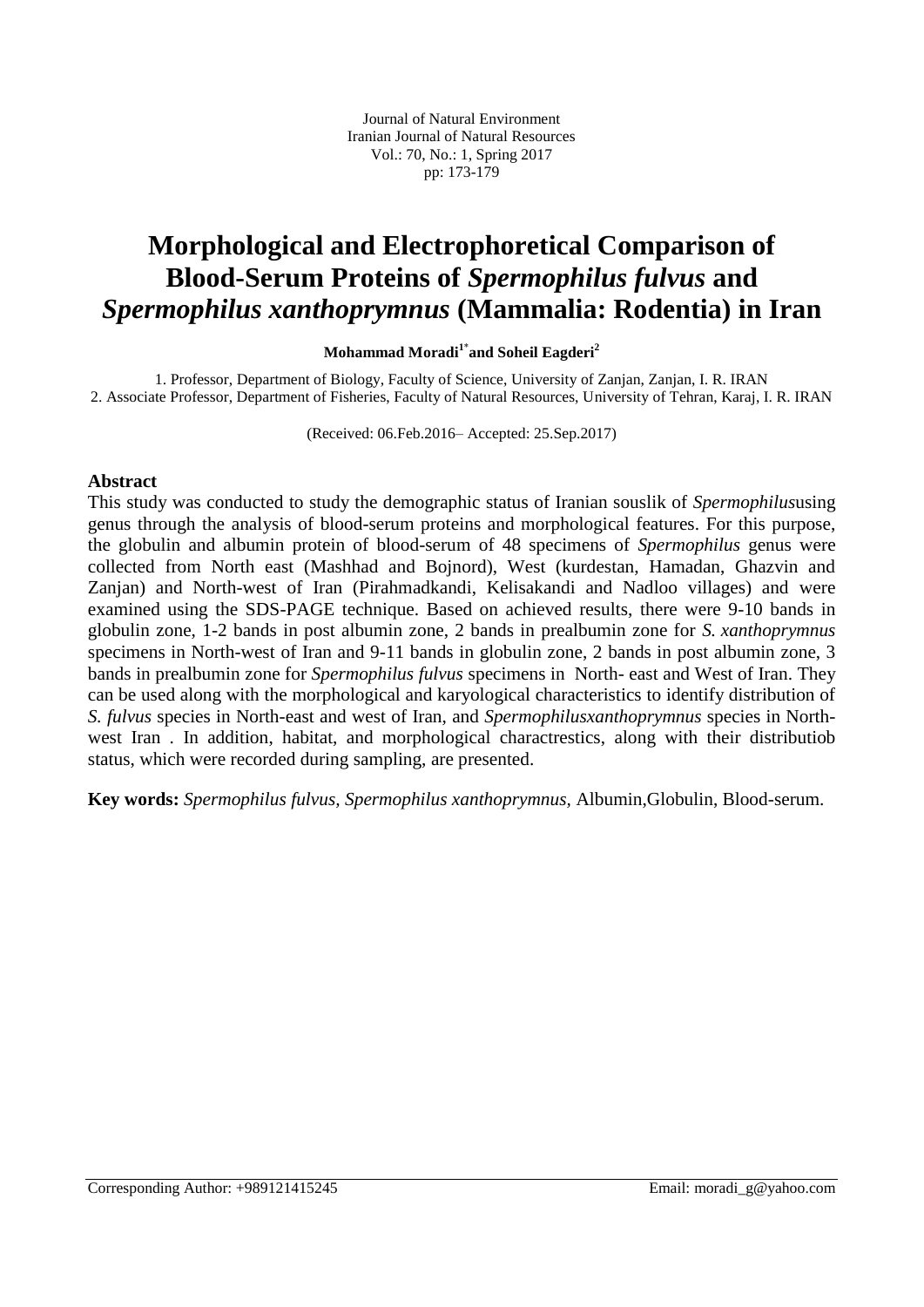# Morphological and Electrophoretical Comparison of Blood-Serum Proteins of *Spermophilus fulvus* and *Spermophilus xanthoprymnus* (Mammalia: Rodentia) in Iran

**Mohammad Moradi[1*] and Soheil Eagderi[2]**

1. Professor, Department of Biology, Faculty of Science, University of Zanjan, Zanjan, I. R. IRAN
2. Associate Professor, Department of Fisheries, Faculty of Natural Resources, University of Tehran, Karaj, I. R. IRAN

(Received: 06.Feb.2016– Accepted: 25.Sep.2017)

## Abstract

This study was conducted to study the demographic status of Iranian souslik of *Spermophilus*using genus through the analysis of blood-serum proteins and morphological features. For this purpose, the globulin and albumin protein of blood-serum of 48 specimens of *Spermophilus* genus were collected from North east (Mashhad and Bojnord), West (kurdestan, Hamadan, Ghazvin and Zanjan) and North-west of Iran (Pirahmadkandi, Kelisakandi and Nadloo villages) and were examined using the SDS-PAGE technique. Based on achieved results, there were 9-10 bands in globulin zone, 1-2 bands in post albumin zone, 2 bands in prealbumin zone for *S. xanthoprymnus* specimens in North-west of Iran and 9-11 bands in globulin zone, 2 bands in post albumin zone, 3 bands in prealbumin zone for *Spermophilus fulvus* specimens in North- east and West of Iran. They can be used along with the morphological and karyological characteristics to identify distribution of *S. fulvus* species in North-east and west of Iran, and *Spermophilusxanthoprymnus* species in North-west Iran . In addition, habitat, and morphological charactrestics, along with their distributiob status, which were recorded during sampling, are presented.

**Key words:** *Spermophilus fulvus, Spermophilus xanthoprymnus,* Albumin,Globulin, Blood-serum.

Corresponding Author: +989121415245 Email: moradi_g@yahoo.com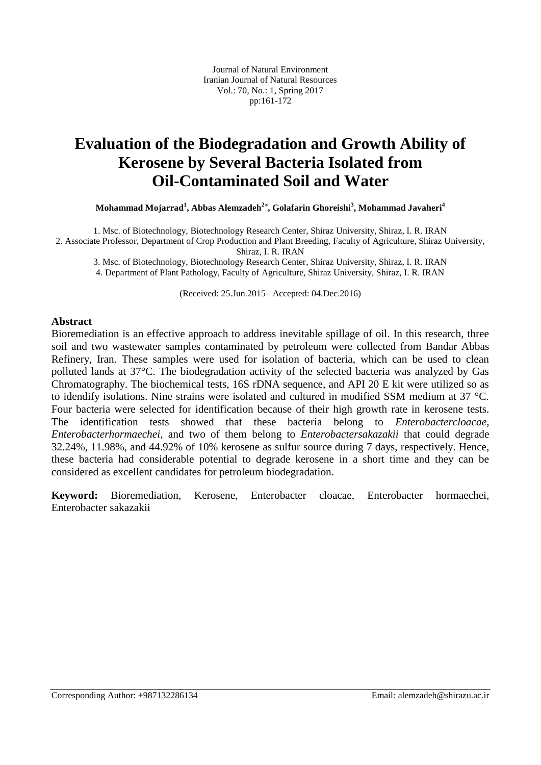Journal of Natural Environment
Iranian Journal of Natural Resources
Vol.: 70, No.: 1, Spring 2017
pp:161-172

# Evaluation of the Biodegradation and Growth Ability of Kerosene by Several Bacteria Isolated from Oil-Contaminated Soil and Water

**Mohammad Mojarrad[1], Abbas Alemzadeh[2*], Golafarin Ghoreishi[3], Mohammad Javaheri[4]**

1. Msc. of Biotechnology, Biotechnology Research Center, Shiraz University, Shiraz, I. R. IRAN
2. Associate Professor, Department of Crop Production and Plant Breeding, Faculty of Agriculture, Shiraz University, Shiraz, I. R. IRAN
3. Msc. of Biotechnology, Biotechnology Research Center, Shiraz University, Shiraz, I. R. IRAN
4. Department of Plant Pathology, Faculty of Agriculture, Shiraz University, Shiraz, I. R. IRAN

(Received: 25.Jun.2015– Accepted: 04.Dec.2016)

**Abstract**

Bioremediation is an effective approach to address inevitable spillage of oil. In this research, three soil and two wastewater samples contaminated by petroleum were collected from Bandar Abbas Refinery, Iran. These samples were used for isolation of bacteria, which can be used to clean polluted lands at 37°C. The biodegradation activity of the selected bacteria was analyzed by Gas Chromatography. The biochemical tests, 16S rDNA sequence, and API 20 E kit were utilized so as to idendify isolations. Nine strains were isolated and cultured in modified SSM medium at 37 °C. Four bacteria were selected for identification because of their high growth rate in kerosene tests. The identification tests showed that these bacteria belong to *Enterobactercloacae*, *Enterobacterhormaechei*, and two of them belong to *Enterobactersakazakii* that could degrade 32.24%, 11.98%, and 44.92% of 10% kerosene as sulfur source during 7 days, respectively. Hence, these bacteria had considerable potential to degrade kerosene in a short time and they can be considered as excellent candidates for petroleum biodegradation.

**Keyword:** Bioremediation, Kerosene, Enterobacter cloacae, Enterobacter hormaechei, Enterobacter sakazakii

Corresponding Author: +987132286134 Email: alemzadeh@shirazu.ac.ir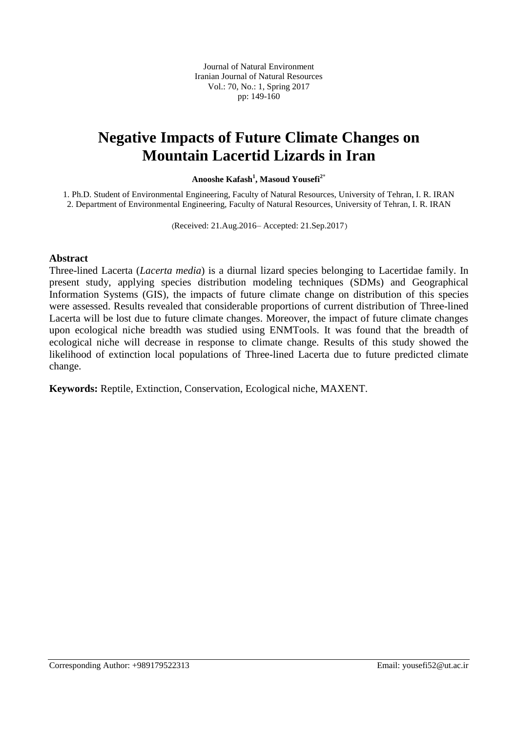# Negative Impacts of Future Climate Changes on Mountain Lacertid Lizards in Iran

**Anooshe Kafash[1], Masoud Yousefi[2*]**

1. Ph.D. Student of Environmental Engineering, Faculty of Natural Resources, University of Tehran, I. R. IRAN
2. Department of Environmental Engineering, Faculty of Natural Resources, University of Tehran, I. R. IRAN

(Received: 21.Aug.2016– Accepted: 21.Sep.2017)

### Abstract

Three-lined Lacerta (*Lacerta media*) is a diurnal lizard species belonging to Lacertidae family. In present study, applying species distribution modeling techniques (SDMs) and Geographical Information Systems (GIS), the impacts of future climate change on distribution of this species were assessed. Results revealed that considerable proportions of current distribution of Three-lined Lacerta will be lost due to future climate changes. Moreover, the impact of future climate changes upon ecological niche breadth was studied using ENMTools. It was found that the breadth of ecological niche will decrease in response to climate change. Results of this study showed the likelihood of extinction local populations of Three-lined Lacerta due to future predicted climate change.

**Keywords:** Reptile, Extinction, Conservation, Ecological niche, MAXENT.

Corresponding Author: +989179522313 Email: yousefi52@ut.ac.ir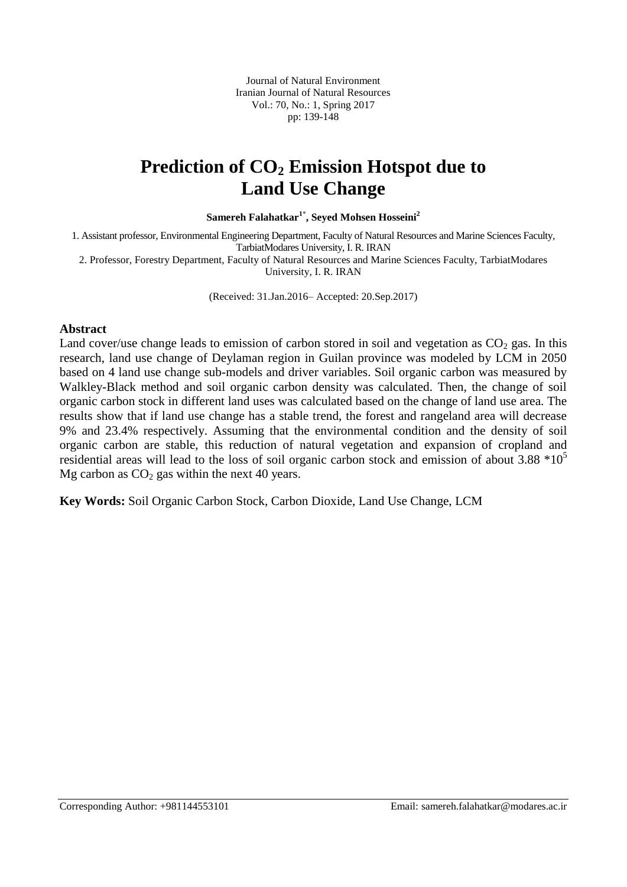Journal of Natural Environment
Iranian Journal of Natural Resources
Vol.: 70, No.: 1, Spring 2017
pp: 139-148

# Prediction of $CO_2$ Emission Hotspot due to Land Use Change

**Samereh Falahatkar[1*], Seyed Mohsen Hosseini[2]**

1. Assistant professor, Environmental Engineering Department, Faculty of Natural Resources and Marine Sciences Faculty, TarbiatModares University, I. R. IRAN
2. Professor, Forestry Department, Faculty of Natural Resources and Marine Sciences Faculty, TarbiatModares University, I. R. IRAN

(Received: 31.Jan.2016– Accepted: 20.Sep.2017)

## Abstract

Land cover/use change leads to emission of carbon stored in soil and vegetation as $CO_2$ gas. In this research, land use change of Deylaman region in Guilan province was modeled by LCM in 2050 based on 4 land use change sub-models and driver variables. Soil organic carbon was measured by Walkley-Black method and soil organic carbon density was calculated. Then, the change of soil organic carbon stock in different land uses was calculated based on the change of land use area. The results show that if land use change has a stable trend, the forest and rangeland area will decrease 9% and 23.4% respectively. Assuming that the environmental condition and the density of soil organic carbon are stable, this reduction of natural vegetation and expansion of cropland and residential areas will lead to the loss of soil organic carbon stock and emission of about $3.88 *10^5$ Mg carbon as $CO_2$ gas within the next 40 years.

**Key Words:** Soil Organic Carbon Stock, Carbon Dioxide, Land Use Change, LCM

Corresponding Author: +981144553101 Email: samereh.falahatkar@modares.ac.ir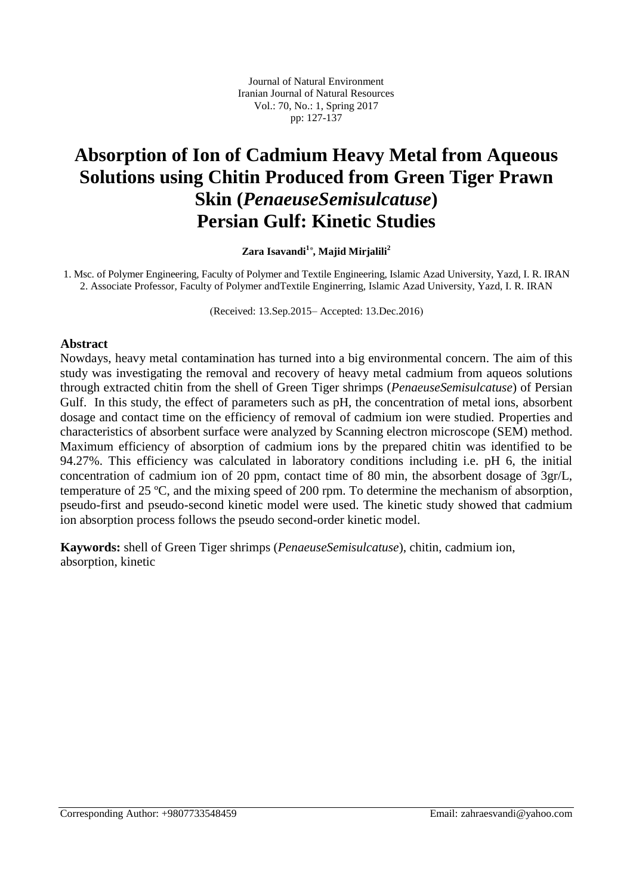Journal of Natural Environment
Iranian Journal of Natural Resources
Vol.: 70, No.: 1, Spring 2017
pp: 127-137

# Absorption of Ion of Cadmium Heavy Metal from Aqueous Solutions using Chitin Produced from Green Tiger Prawn Skin (*PenaeuseSemisulcatuse*) Persian Gulf: Kinetic Studies

**Zara Isavandi[1*], Majid Mirjalili[2]**

1. Msc. of Polymer Engineering, Faculty of Polymer and Textile Engineering, Islamic Azad University, Yazd, I. R. IRAN
2. Associate Professor, Faculty of Polymer andTextile Enginerring, Islamic Azad University, Yazd, I. R. IRAN

(Received: 13.Sep.2015– Accepted: 13.Dec.2016)

## Abstract

Nowdays, heavy metal contamination has turned into a big environmental concern. The aim of this study was investigating the removal and recovery of heavy metal cadmium from aqueos solutions through extracted chitin from the shell of Green Tiger shrimps (*PenaeuseSemisulcatuse*) of Persian Gulf. In this study, the effect of parameters such as pH, the concentration of metal ions, absorbent dosage and contact time on the efficiency of removal of cadmium ion were studied. Properties and characteristics of absorbent surface were analyzed by Scanning electron microscope (SEM) method. Maximum efficiency of absorption of cadmium ions by the prepared chitin was identified to be 94.27%. This efficiency was calculated in laboratory conditions including i.e. pH 6, the initial concentration of cadmium ion of 20 ppm, contact time of 80 min, the absorbent dosage of 3gr/L, temperature of 25 ºC, and the mixing speed of 200 rpm. To determine the mechanism of absorption, pseudo-first and pseudo-second kinetic model were used. The kinetic study showed that cadmium ion absorption process follows the pseudo second-order kinetic model.

**Kaywords:** shell of Green Tiger shrimps (*PenaeuseSemisulcatuse*), chitin, cadmium ion, absorption, kinetic

Corresponding Author: +9807733548459 Email: zahraesvandi@yahoo.com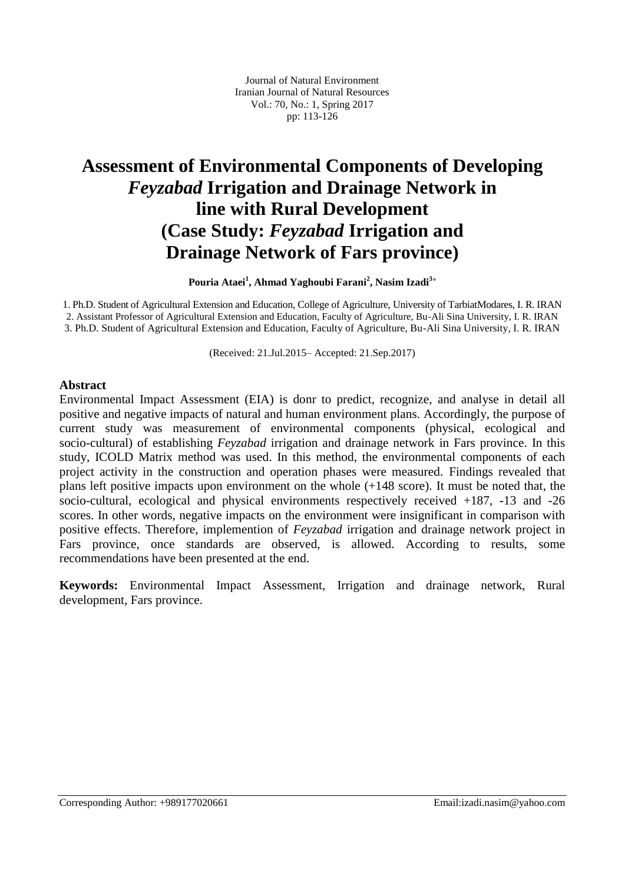Journal of Natural Environment
Iranian Journal of Natural Resources
Vol.: 70, No.: 1, Spring 2017
pp: 113-126

# Assessment of Environmental Components of Developing *Feyzabad* Irrigation and Drainage Network in line with Rural Development (Case Study: *Feyzabad* Irrigation and Drainage Network of Fars province)

**Pouria Ataei[1], Ahmad Yaghoubi Farani[2], Nasim Izadi[3*]**

1. Ph.D. Student of Agricultural Extension and Education, College of Agriculture, University of TarbiatModares, I. R. IRAN
2. Assistant Professor of Agricultural Extension and Education, Faculty of Agriculture, Bu-Ali Sina University, I. R. IRAN
3. Ph.D. Student of Agricultural Extension and Education, Faculty of Agriculture, Bu-Ali Sina University, I. R. IRAN

(Received: 21.Jul.2015– Accepted: 21.Sep.2017)

## Abstract

Environmental Impact Assessment (EIA) is donr to predict, recognize, and analyse in detail all positive and negative impacts of natural and human environment plans. Accordingly, the purpose of current study was measurement of environmental components (physical, ecological and socio-cultural) of establishing *Feyzabad* irrigation and drainage network in Fars province. In this study, ICOLD Matrix method was used. In this method, the environmental components of each project activity in the construction and operation phases were measured. Findings revealed that plans left positive impacts upon environment on the whole (+148 score). It must be noted that, the socio-cultural, ecological and physical environments respectively received +187, -13 and -26 scores. In other words, negative impacts on the environment were insignificant in comparison with positive effects. Therefore, implemention of *Feyzabad* irrigation and drainage network project in Fars province, once standards are observed, is allowed. According to results, some recommendations have been presented at the end.

**Keywords:** Environmental Impact Assessment, Irrigation and drainage network, Rural development, Fars province.

---

Corresponding Author: +989177020661 Email:izadi.nasim@yahoo.com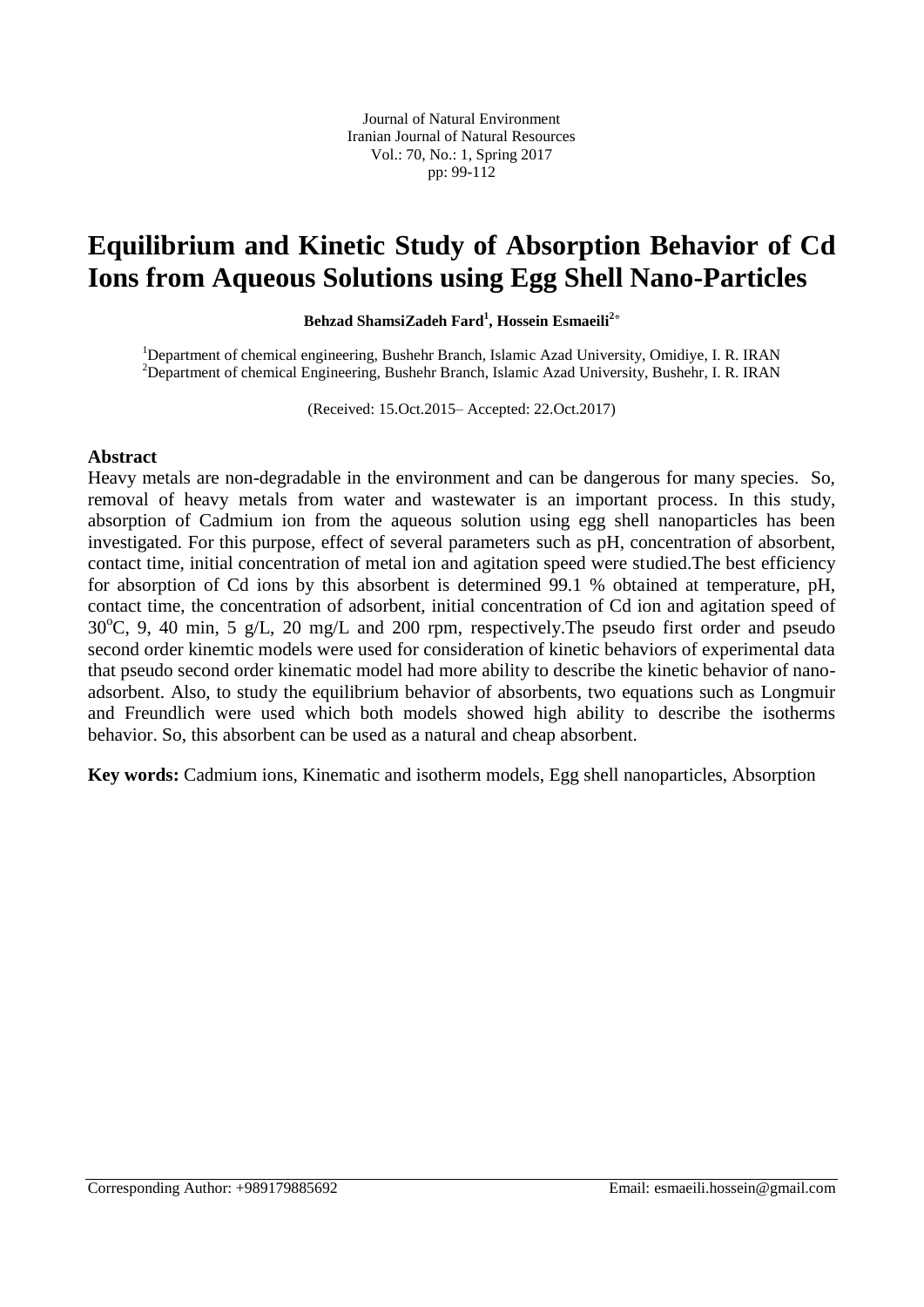# Equilibrium and Kinetic Study of Absorption Behavior of Cd Ions from Aqueous Solutions using Egg Shell Nano-Particles

**Behzad ShamsiZadeh Fard[1], Hossein Esmaeili[2*]**

[1]Department of chemical engineering, Bushehr Branch, Islamic Azad University, Omidiye, I. R. IRAN
[2]Department of chemical Engineering, Bushehr Branch, Islamic Azad University, Bushehr, I. R. IRAN

(Received: 15.Oct.2015– Accepted: 22.Oct.2017)

## Abstract

Heavy metals are non-degradable in the environment and can be dangerous for many species. So, removal of heavy metals from water and wastewater is an important process. In this study, absorption of Cadmium ion from the aqueous solution using egg shell nanoparticles has been investigated. For this purpose, effect of several parameters such as pH, concentration of absorbent, contact time, initial concentration of metal ion and agitation speed were studied.The best efficiency for absorption of Cd ions by this absorbent is determined 99.1 % obtained at temperature, pH, contact time, the concentration of adsorbent, initial concentration of Cd ion and agitation speed of $30^{o}C$, 9, 40 min, 5 g/L, 20 mg/L and 200 rpm, respectively.The pseudo first order and pseudo second order kinemtic models were used for consideration of kinetic behaviors of experimental data that pseudo second order kinematic model had more ability to describe the kinetic behavior of nano-adsorbent. Also, to study the equilibrium behavior of absorbents, two equations such as Longmuir and Freundlich were used which both models showed high ability to describe the isotherms behavior. So, this absorbent can be used as a natural and cheap absorbent.

**Key words:** Cadmium ions, Kinematic and isotherm models, Egg shell nanoparticles, Absorption

Corresponding Author: +989179885692 Email: esmaeili.hossein@gmail.com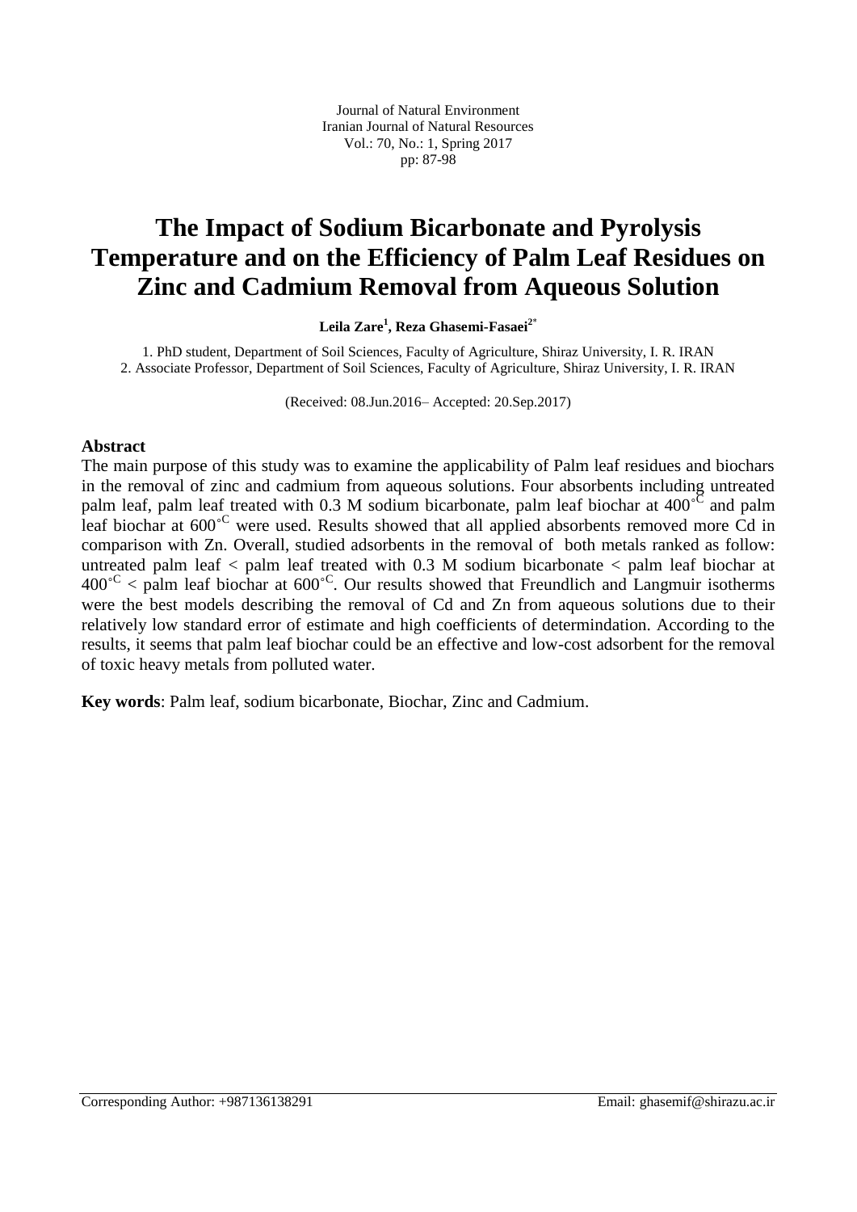# The Impact of Sodium Bicarbonate and Pyrolysis Temperature and on the Efficiency of Palm Leaf Residues on Zinc and Cadmium Removal from Aqueous Solution

**Leila Zare[1], Reza Ghasemi-Fasaei[2*]**

1. PhD student, Department of Soil Sciences, Faculty of Agriculture, Shiraz University, I. R. IRAN
2. Associate Professor, Department of Soil Sciences, Faculty of Agriculture, Shiraz University, I. R. IRAN

(Received: 08.Jun.2016– Accepted: 20.Sep.2017)

## Abstract

The main purpose of this study was to examine the applicability of Palm leaf residues and biochars in the removal of zinc and cadmium from aqueous solutions. Four absorbents including untreated palm leaf, palm leaf treated with 0.3 M sodium bicarbonate, palm leaf biochar at $400^{\circ C}$ and palm leaf biochar at $600^{\circ C}$ were used. Results showed that all applied absorbents removed more Cd in comparison with Zn. Overall, studied adsorbents in the removal of both metals ranked as follow: untreated palm leaf < palm leaf treated with 0.3 M sodium bicarbonate < palm leaf biochar at $400^{\circ C}$ < palm leaf biochar at $600^{\circ C}$. Our results showed that Freundlich and Langmuir isotherms were the best models describing the removal of Cd and Zn from aqueous solutions due to their relatively low standard error of estimate and high coefficients of determindation. According to the results, it seems that palm leaf biochar could be an effective and low-cost adsorbent for the removal of toxic heavy metals from polluted water.

**Key words**: Palm leaf, sodium bicarbonate, Biochar, Zinc and Cadmium.

Corresponding Author: +987136138291 Email: ghasemif@shirazu.ac.ir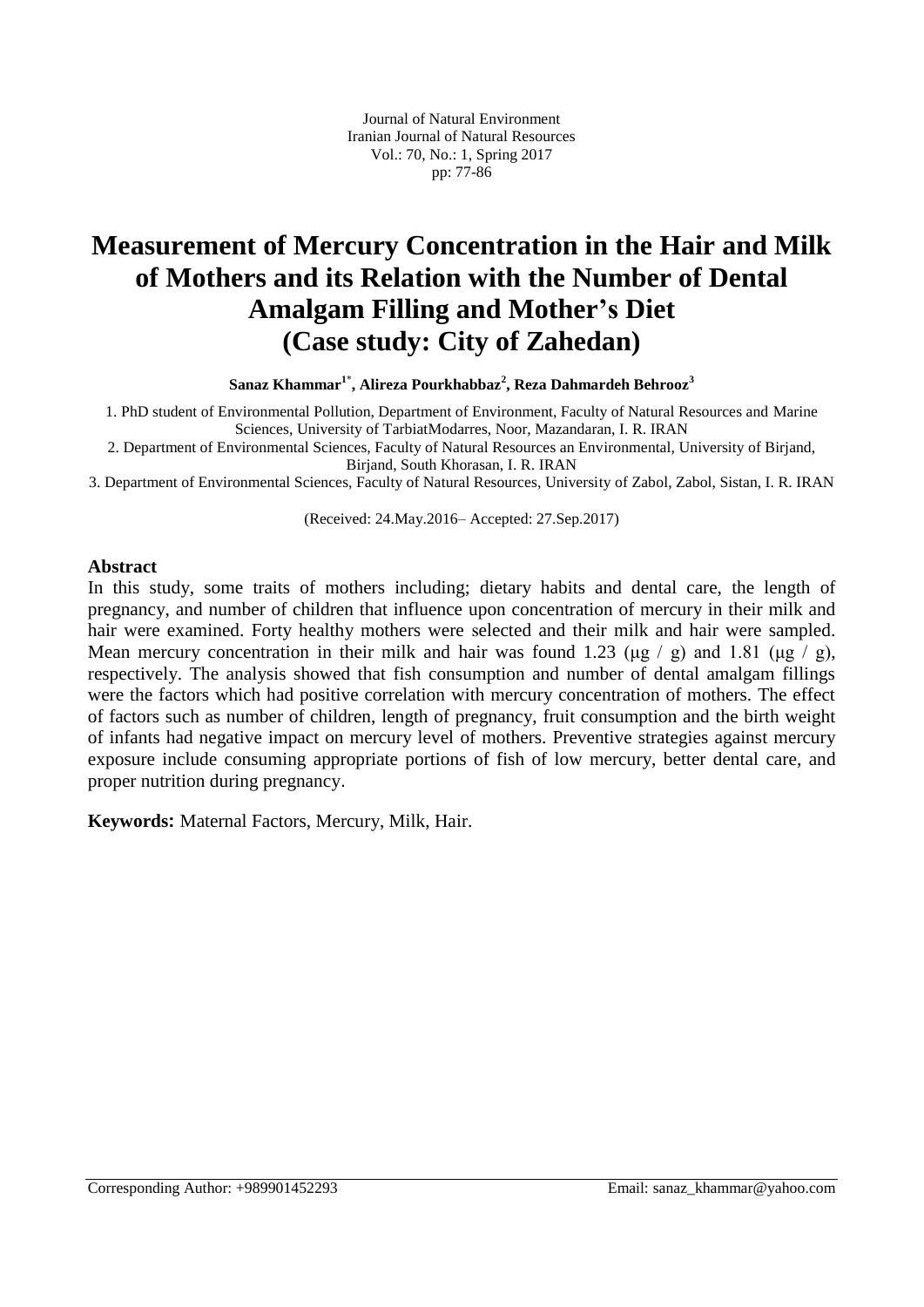# Measurement of Mercury Concentration in the Hair and Milk of Mothers and its Relation with the Number of Dental Amalgam Filling and Mother's Diet (Case study: City of Zahedan)

**Sanaz Khammar[1*], Alireza Pourkhabbaz[2], Reza Dahmardeh Behrooz[3]**

1. PhD student of Environmental Pollution, Department of Environment, Faculty of Natural Resources and Marine Sciences, University of TarbiatModarres, Noor, Mazandaran, I. R. IRAN
2. Department of Environmental Sciences, Faculty of Natural Resources an Environmental, University of Birjand, Birjand, South Khorasan, I. R. IRAN
3. Department of Environmental Sciences, Faculty of Natural Resources, University of Zabol, Zabol, Sistan, I. R. IRAN

(Received: 24.May.2016– Accepted: 27.Sep.2017)

## Abstract

In this study, some traits of mothers including; dietary habits and dental care, the length of pregnancy, and number of children that influence upon concentration of mercury in their milk and hair were examined. Forty healthy mothers were selected and their milk and hair were sampled. Mean mercury concentration in their milk and hair was found 1.23 (μg / g) and 1.81 (μg / g), respectively. The analysis showed that fish consumption and number of dental amalgam fillings were the factors which had positive correlation with mercury concentration of mothers. The effect of factors such as number of children, length of pregnancy, fruit consumption and the birth weight of infants had negative impact on mercury level of mothers. Preventive strategies against mercury exposure include consuming appropriate portions of fish of low mercury, better dental care, and proper nutrition during pregnancy.

**Keywords:** Maternal Factors, Mercury, Milk, Hair.

Corresponding Author: +989901452293 Email: sanaz_khammar@yahoo.com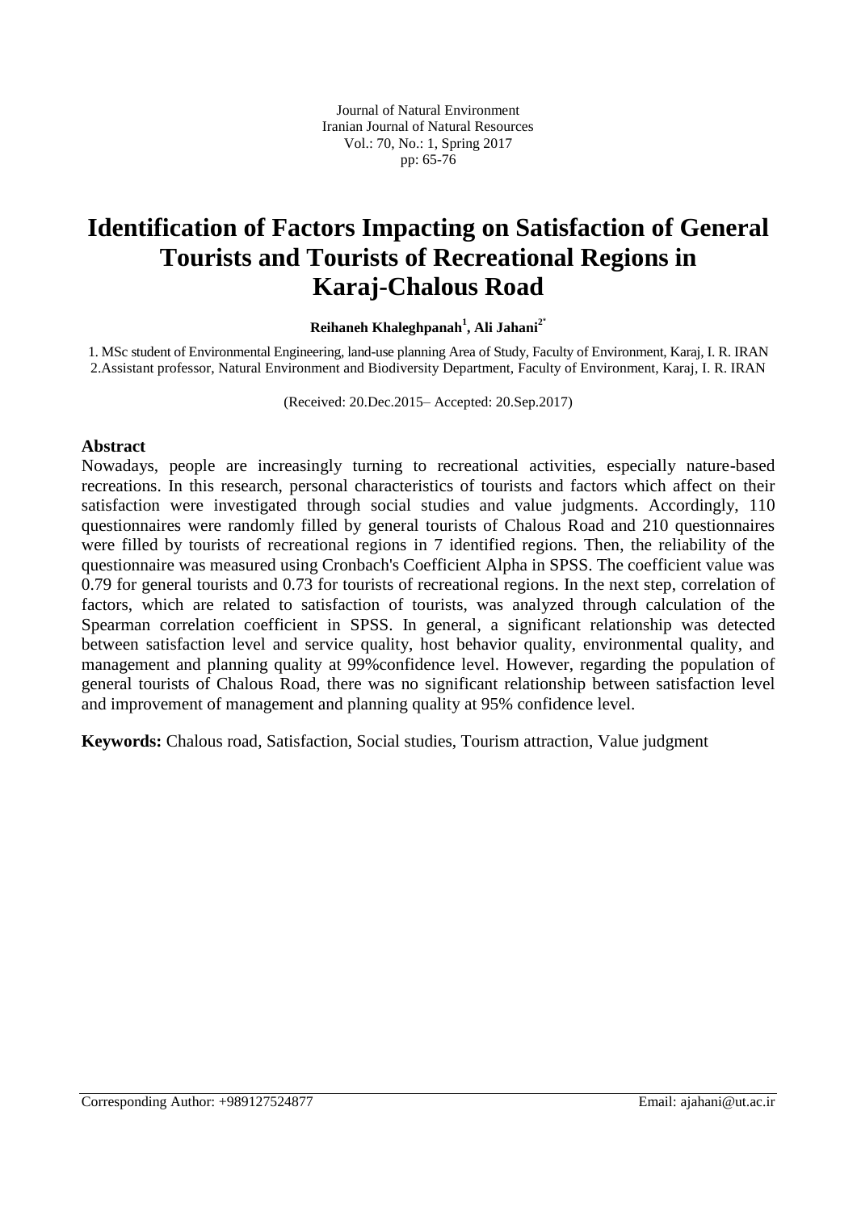# Identification of Factors Impacting on Satisfaction of General Tourists and Tourists of Recreational Regions in Karaj-Chalous Road

**Reihaneh Khaleghpanah[1], Ali Jahani[2*]**

1. MSc student of Environmental Engineering, land-use planning Area of Study, Faculty of Environment, Karaj, I. R. IRAN
2. Assistant professor, Natural Environment and Biodiversity Department, Faculty of Environment, Karaj, I. R. IRAN

(Received: 20.Dec.2015– Accepted: 20.Sep.2017)

## Abstract

Nowadays, people are increasingly turning to recreational activities, especially nature-based recreations. In this research, personal characteristics of tourists and factors which affect on their satisfaction were investigated through social studies and value judgments. Accordingly, 110 questionnaires were randomly filled by general tourists of Chalous Road and 210 questionnaires were filled by tourists of recreational regions in 7 identified regions. Then, the reliability of the questionnaire was measured using Cronbach's Coefficient Alpha in SPSS. The coefficient value was 0.79 for general tourists and 0.73 for tourists of recreational regions. In the next step, correlation of factors, which are related to satisfaction of tourists, was analyzed through calculation of the Spearman correlation coefficient in SPSS. In general, a significant relationship was detected between satisfaction level and service quality, host behavior quality, environmental quality, and management and planning quality at 99%confidence level. However, regarding the population of general tourists of Chalous Road, there was no significant relationship between satisfaction level and improvement of management and planning quality at 95% confidence level.

**Keywords:** Chalous road, Satisfaction, Social studies, Tourism attraction, Value judgment

Corresponding Author: +989127524877 Email: ajahani@ut.ac.ir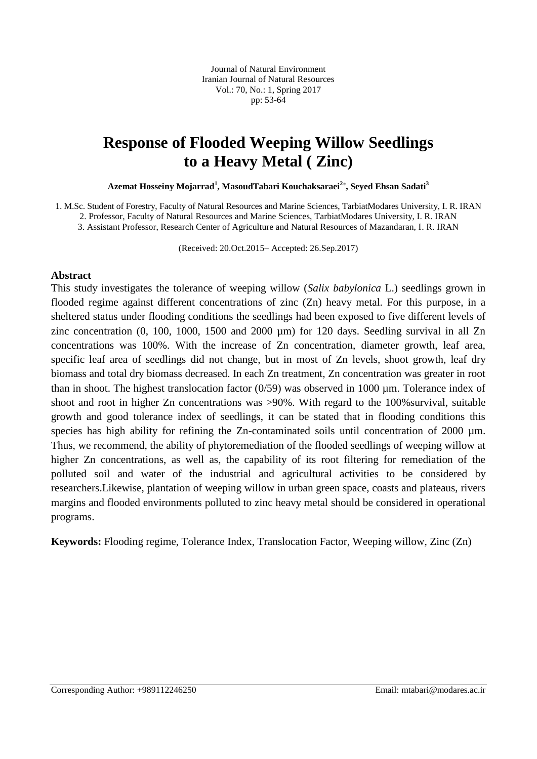Journal of Natural Environment
Iranian Journal of Natural Resources
Vol.: 70, No.: 1, Spring 2017
pp: 53-64

# Response of Flooded Weeping Willow Seedlings to a Heavy Metal ( Zinc)

**Azemat Hosseiny Mojarrad[1], MasoudTabari Kouchaksaraei[2*], Seyed Ehsan Sadati[3]**

1. M.Sc. Student of Forestry, Faculty of Natural Resources and Marine Sciences, TarbiatModares University, I. R. IRAN
2. Professor, Faculty of Natural Resources and Marine Sciences, TarbiatModares University, I. R. IRAN
3. Assistant Professor, Research Center of Agriculture and Natural Resources of Mazandaran, I. R. IRAN

(Received: 20.Oct.2015– Accepted: 26.Sep.2017)

## Abstract

This study investigates the tolerance of weeping willow (*Salix babylonica* L.) seedlings grown in flooded regime against different concentrations of zinc (Zn) heavy metal. For this purpose, in a sheltered status under flooding conditions the seedlings had been exposed to five different levels of zinc concentration (0, 100, 1000, 1500 and 2000 µm) for 120 days. Seedling survival in all Zn concentrations was 100%. With the increase of Zn concentration, diameter growth, leaf area, specific leaf area of seedlings did not change, but in most of Zn levels, shoot growth, leaf dry biomass and total dry biomass decreased. In each Zn treatment, Zn concentration was greater in root than in shoot. The highest translocation factor (0/59) was observed in 1000 µm. Tolerance index of shoot and root in higher Zn concentrations was >90%. With regard to the 100%survival, suitable growth and good tolerance index of seedlings, it can be stated that in flooding conditions this species has high ability for refining the Zn-contaminated soils until concentration of 2000 µm. Thus, we recommend, the ability of phytoremediation of the flooded seedlings of weeping willow at higher Zn concentrations, as well as, the capability of its root filtering for remediation of the polluted soil and water of the industrial and agricultural activities to be considered by researchers.Likewise, plantation of weeping willow in urban green space, coasts and plateaus, rivers margins and flooded environments polluted to zinc heavy metal should be considered in operational programs.

**Keywords:** Flooding regime, Tolerance Index, Translocation Factor, Weeping willow, Zinc (Zn)

Corresponding Author: +989112246250 Email: mtabari@modares.ac.ir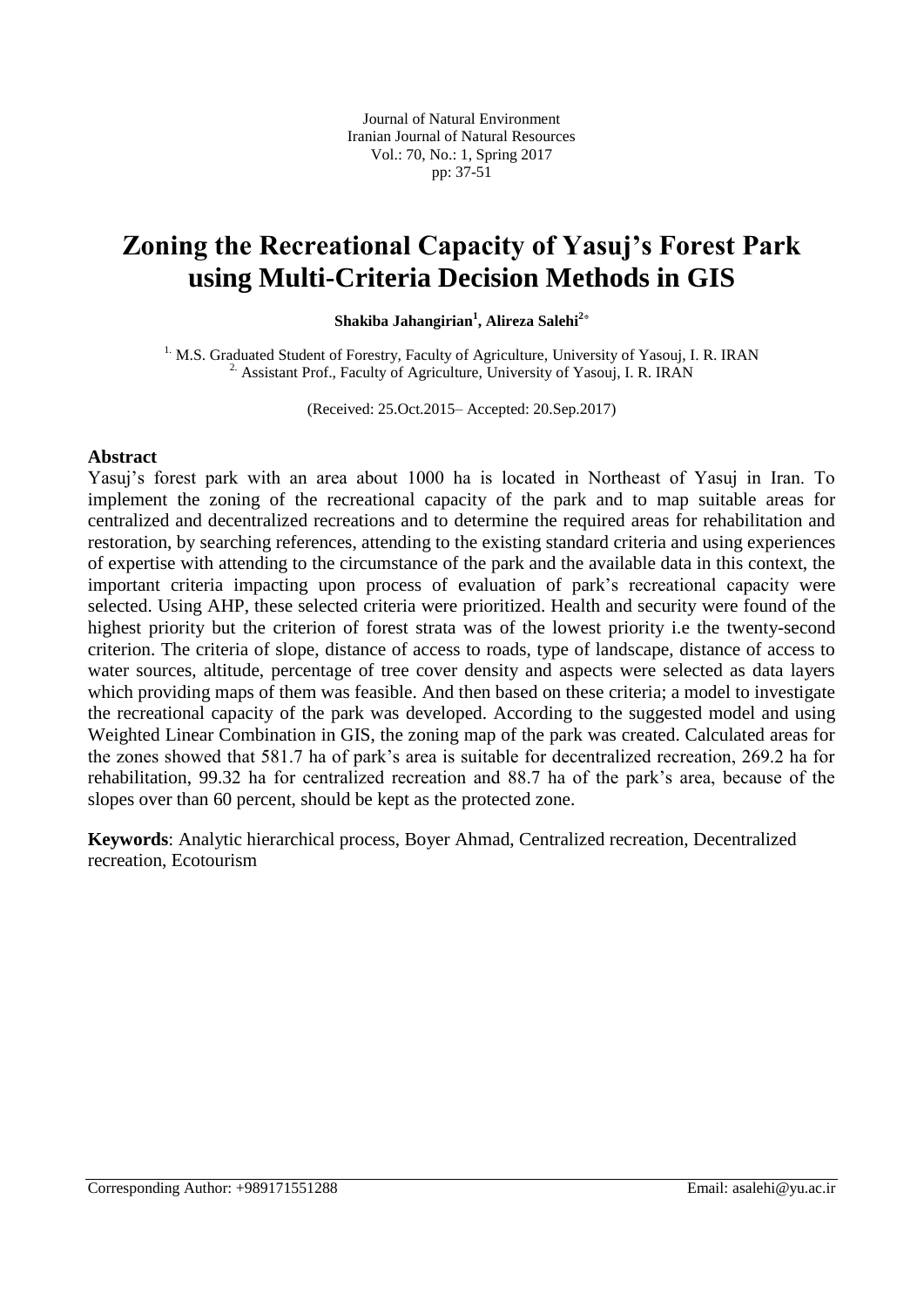# Zoning the Recreational Capacity of Yasuj's Forest Park using Multi-Criteria Decision Methods in GIS

**Shakiba Jahangirian[1], Alireza Salehi[2*]**

[1.] M.S. Graduated Student of Forestry, Faculty of Agriculture, University of Yasouj, I. R. IRAN
[2.] Assistant Prof., Faculty of Agriculture, University of Yasouj, I. R. IRAN

(Received: 25.Oct.2015– Accepted: 20.Sep.2017)

## Abstract

Yasuj's forest park with an area about 1000 ha is located in Northeast of Yasuj in Iran. To implement the zoning of the recreational capacity of the park and to map suitable areas for centralized and decentralized recreations and to determine the required areas for rehabilitation and restoration, by searching references, attending to the existing standard criteria and using experiences of expertise with attending to the circumstance of the park and the available data in this context, the important criteria impacting upon process of evaluation of park's recreational capacity were selected. Using AHP, these selected criteria were prioritized. Health and security were found of the highest priority but the criterion of forest strata was of the lowest priority i.e the twenty-second criterion. The criteria of slope, distance of access to roads, type of landscape, distance of access to water sources, altitude, percentage of tree cover density and aspects were selected as data layers which providing maps of them was feasible. And then based on these criteria; a model to investigate the recreational capacity of the park was developed. According to the suggested model and using Weighted Linear Combination in GIS, the zoning map of the park was created. Calculated areas for the zones showed that 581.7 ha of park's area is suitable for decentralized recreation, 269.2 ha for rehabilitation, 99.32 ha for centralized recreation and 88.7 ha of the park's area, because of the slopes over than 60 percent, should be kept as the protected zone.

**Keywords**: Analytic hierarchical process, Boyer Ahmad, Centralized recreation, Decentralized recreation, Ecotourism

Corresponding Author: +989171551288 Email: asalehi@yu.ac.ir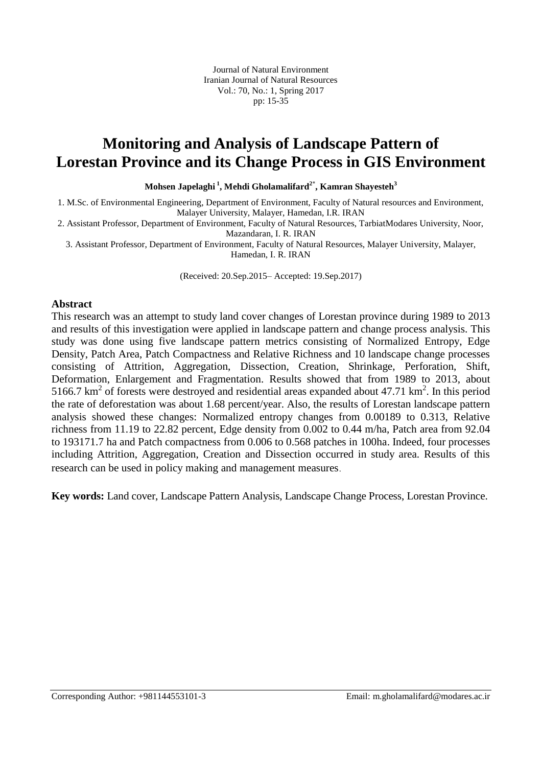# Monitoring and Analysis of Landscape Pattern of Lorestan Province and its Change Process in GIS Environment

**Mohsen Japelaghi [1], Mehdi Gholamalifard [2*], Kamran Shayesteh [3]**

1. M.Sc. of Environmental Engineering, Department of Environment, Faculty of Natural resources and Environment, Malayer University, Malayer, Hamedan, I.R. IRAN
2. Assistant Professor, Department of Environment, Faculty of Natural Resources, TarbiatModares University, Noor, Mazandaran, I. R. IRAN
3. Assistant Professor, Department of Environment, Faculty of Natural Resources, Malayer University, Malayer, Hamedan, I. R. IRAN

(Received: 20.Sep.2015– Accepted: 19.Sep.2017)

## Abstract

This research was an attempt to study land cover changes of Lorestan province during 1989 to 2013 and results of this investigation were applied in landscape pattern and change process analysis. This study was done using five landscape pattern metrics consisting of Normalized Entropy, Edge Density, Patch Area, Patch Compactness and Relative Richness and 10 landscape change processes consisting of Attrition, Aggregation, Dissection, Creation, Shrinkage, Perforation, Shift, Deformation, Enlargement and Fragmentation. Results showed that from 1989 to 2013, about 5166.7 $km^2$ of forests were destroyed and residential areas expanded about 47.71 $km^2$. In this period the rate of deforestation was about 1.68 percent/year. Also, the results of Lorestan landscape pattern analysis showed these changes: Normalized entropy changes from 0.00189 to 0.313, Relative richness from 11.19 to 22.82 percent, Edge density from 0.002 to 0.44 m/ha, Patch area from 92.04 to 193171.7 ha and Patch compactness from 0.006 to 0.568 patches in 100ha. Indeed, four processes including Attrition, Aggregation, Creation and Dissection occurred in study area. Results of this research can be used in policy making and management measures.

**Key words:** Land cover, Landscape Pattern Analysis, Landscape Change Process, Lorestan Province.

Corresponding Author: +981144553101-3 Email: m.gholamalifard@modares.ac.ir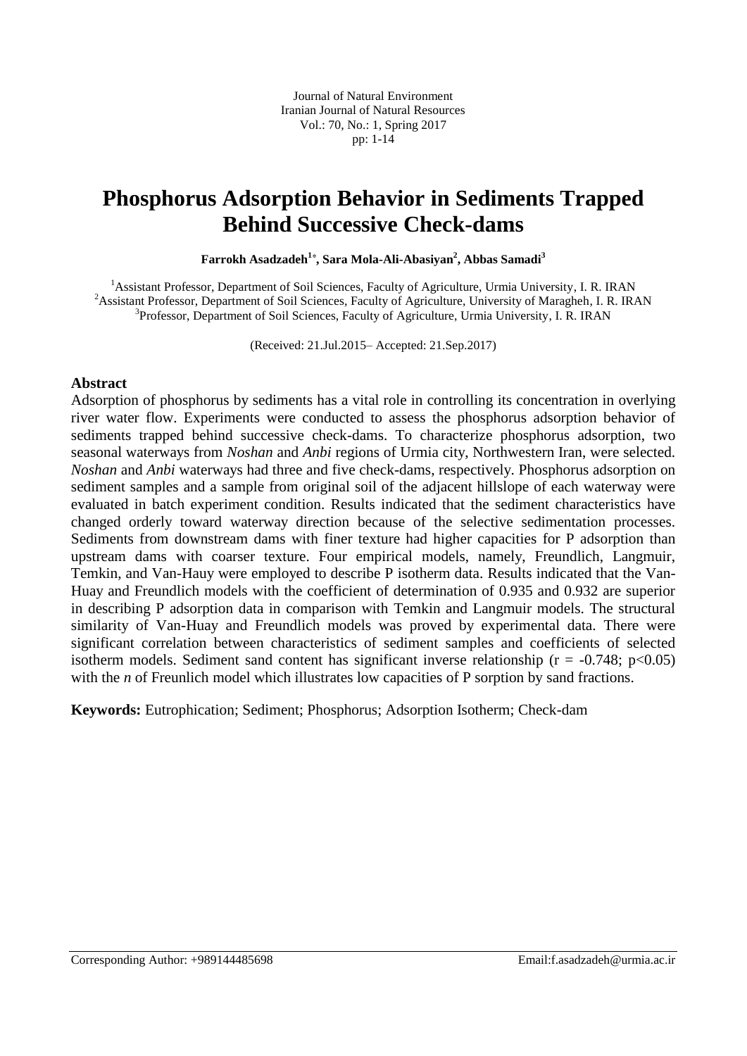Journal of Natural Environment
Iranian Journal of Natural Resources
Vol.: 70, No.: 1, Spring 2017
pp: 1-14

# Phosphorus Adsorption Behavior in Sediments Trapped Behind Successive Check-dams

**Farrokh Asadzadeh[1]*, Sara Mola-Ali-Abasiyan[2], Abbas Samadi[3]**

[1]Assistant Professor, Department of Soil Sciences, Faculty of Agriculture, Urmia University, I. R. IRAN
[2]Assistant Professor, Department of Soil Sciences, Faculty of Agriculture, University of Maragheh, I. R. IRAN
[3]Professor, Department of Soil Sciences, Faculty of Agriculture, Urmia University, I. R. IRAN

(Received: 21.Jul.2015– Accepted: 21.Sep.2017)

## Abstract

Adsorption of phosphorus by sediments has a vital role in controlling its concentration in overlying river water flow. Experiments were conducted to assess the phosphorus adsorption behavior of sediments trapped behind successive check-dams. To characterize phosphorus adsorption, two seasonal waterways from *Noshan* and *Anbi* regions of Urmia city, Northwestern Iran, were selected. *Noshan* and *Anbi* waterways had three and five check-dams, respectively. Phosphorus adsorption on sediment samples and a sample from original soil of the adjacent hillslope of each waterway were evaluated in batch experiment condition. Results indicated that the sediment characteristics have changed orderly toward waterway direction because of the selective sedimentation processes. Sediments from downstream dams with finer texture had higher capacities for P adsorption than upstream dams with coarser texture. Four empirical models, namely, Freundlich, Langmuir, Temkin, and Van-Hauy were employed to describe P isotherm data. Results indicated that the Van-Huay and Freundlich models with the coefficient of determination of 0.935 and 0.932 are superior in describing P adsorption data in comparison with Temkin and Langmuir models. The structural similarity of Van-Huay and Freundlich models was proved by experimental data. There were significant correlation between characteristics of sediment samples and coefficients of selected isotherm models. Sediment sand content has significant inverse relationship ($r = -0.748$; $p<0.05$) with the *n* of Freunlich model which illustrates low capacities of P sorption by sand fractions.

**Keywords:** Eutrophication; Sediment; Phosphorus; Adsorption Isotherm; Check-dam

Corresponding Author: +989144485698 Email:f.asadzadeh@urmia.ac.ir